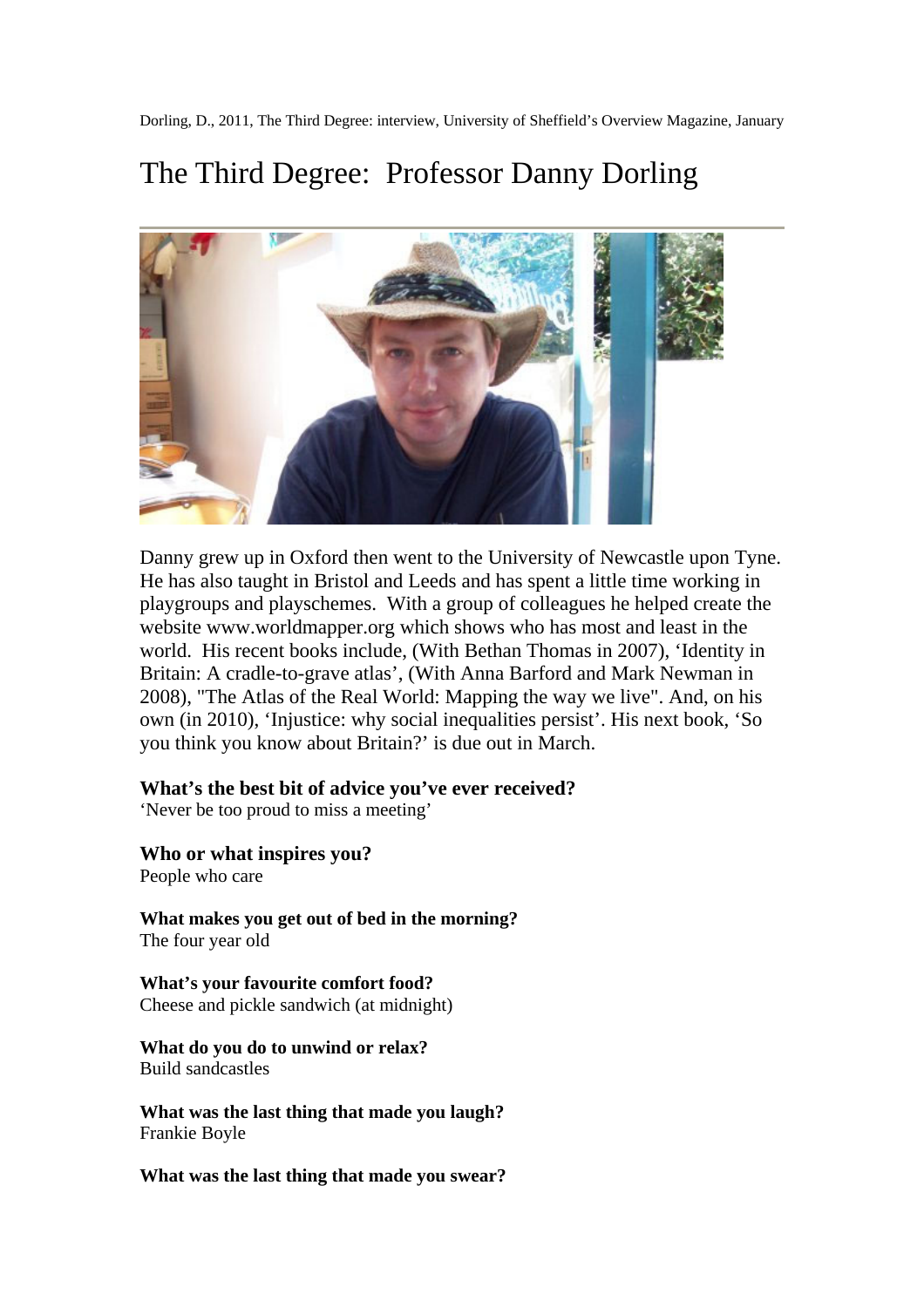Dorling, D., 2011, The Third Degree: interview, University of Sheffield's Overview Magazine, January

# The Third Degree: Professor Danny Dorling

Danny grew up in Oxford then went to the University of Newcastle upon Tyne. He has also taught in Bristol and Leeds and has spent a little time working in playgroups and playschemes. With a group of colleagues he helped create the website www.worldmapper.org which shows who has most and least in the world. His recent books include, (With Bethan Thomas in 2007), 'Identity in Britain: A cradle-to-grave atlas', (With Anna Barford and Mark Newman in 2008), "The Atlas of the Real World: Mapping the way we live". And, on his own (in 2010), 'Injustice: why social inequalities persist'. His next book, 'So you think you know about Britain?' is due out in March.

**What's the best bit of advice you've ever received?**
'Never be too proud to miss a meeting'

**Who or what inspires you?**
People who care

**What makes you get out of bed in the morning?**
The four year old

**What's your favourite comfort food?**
Cheese and pickle sandwich (at midnight)

**What do you do to unwind or relax?**
Build sandcastles

**What was the last thing that made you laugh?**
Frankie Boyle

**What was the last thing that made you swear?**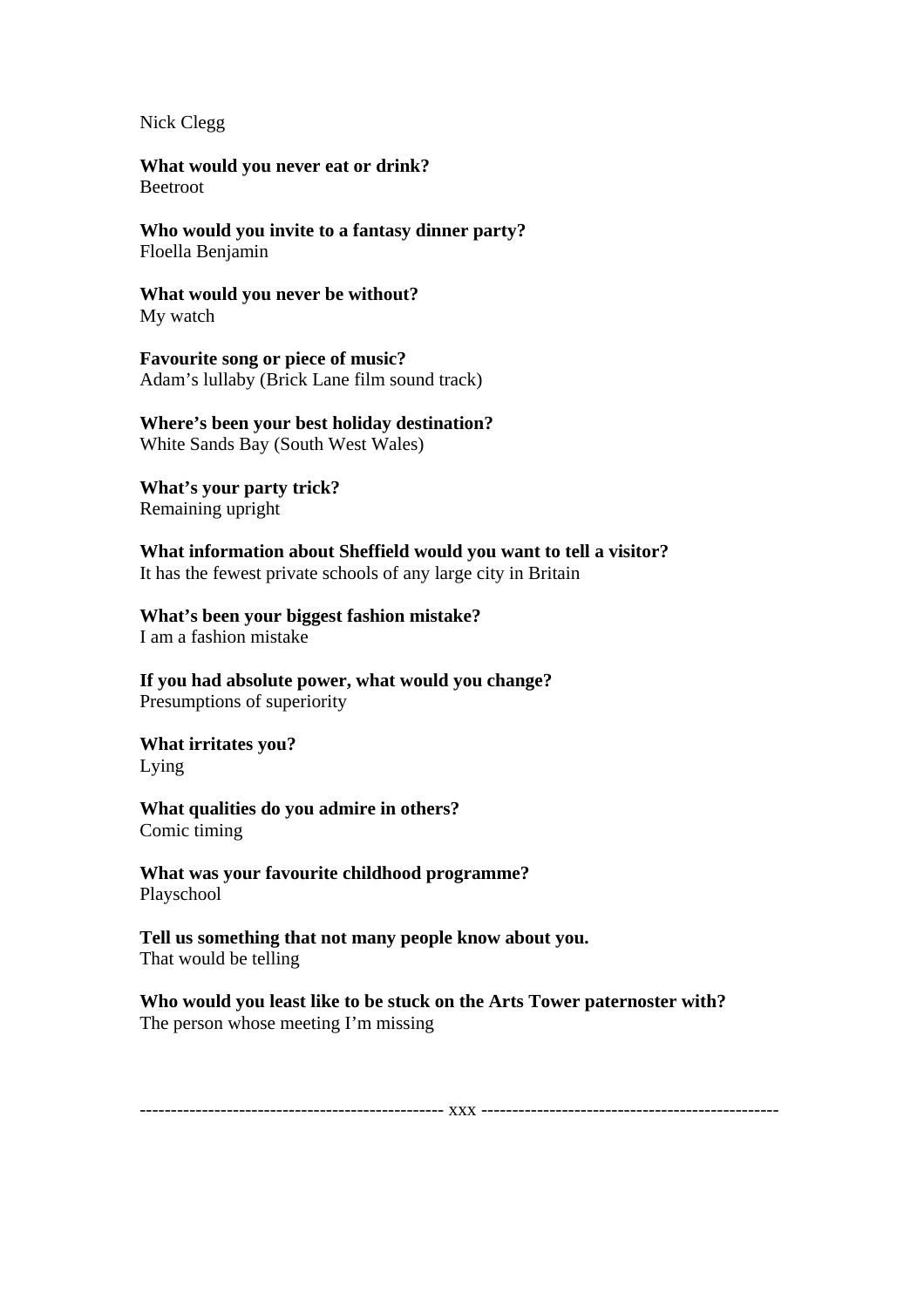Nick Clegg

**What would you never eat or drink?**
Beetroot

**Who would you invite to a fantasy dinner party?**
Floella Benjamin

**What would you never be without?**
My watch

**Favourite song or piece of music?**
Adam’s lullaby (Brick Lane film sound track)

**Where’s been your best holiday destination?**
White Sands Bay (South West Wales)

**What’s your party trick?**
Remaining upright

**What information about Sheffield would you want to tell a visitor?**
It has the fewest private schools of any large city in Britain

**What’s been your biggest fashion mistake?**
I am a fashion mistake

**If you had absolute power, what would you change?**
Presumptions of superiority

**What irritates you?**
Lying

**What qualities do you admire in others?**
Comic timing

**What was your favourite childhood programme?**
Playschool

**Tell us something that not many people know about you.**
That would be telling

**Who would you least like to be stuck on the Arts Tower paternoster with?**
The person whose meeting I’m missing

------------------------------------------------ xxx ------------------------------------------------